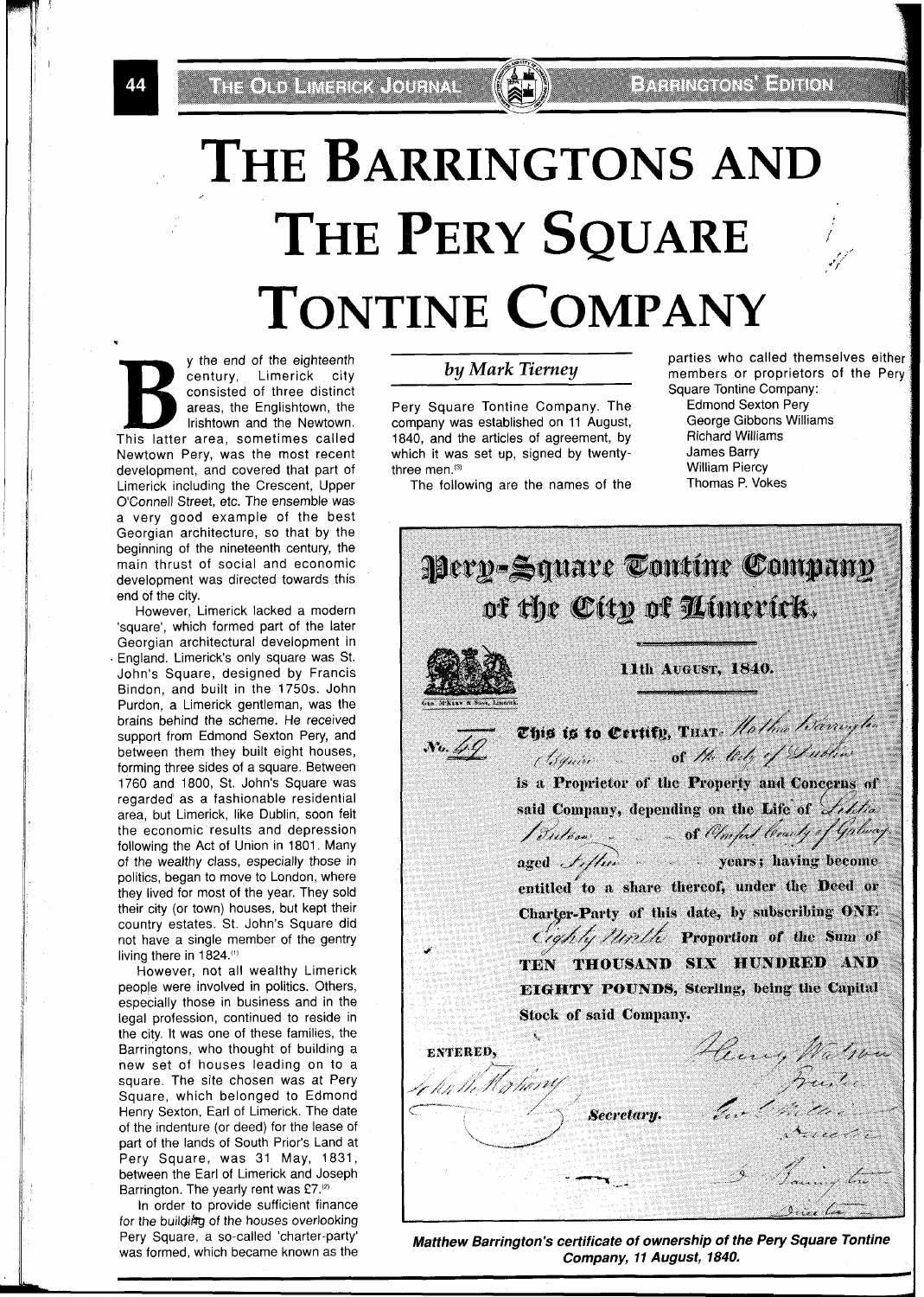# THE BARRINGTONS AND THE PERY SQUARE TONTINE COMPANY

*by Mark Tierney*

By the end of the eighteenth century, Limerick city consisted of three distinct areas, the Englishtown, the Irishtown and the Newtown. This latter area, sometimes called Newtown Pery, was the most recent development, and covered that part of Limerick including the Crescent, Upper O'Connell Street, etc. The ensemble was a very good example of the best Georgian architecture, so that by the beginning of the nineteenth century, the main thrust of social and economic development was directed towards this end of the city.

However, Limerick lacked a modern 'square', which formed part of the later Georgian architectural development in England. Limerick's only square was St. John's Square, designed by Francis Bindon, and built in the 1750s. John Purdon, a Limerick gentleman, was the brains behind the scheme. He received support from Edmond Sexton Pery, and between them they built eight houses, forming three sides of a square. Between 1760 and 1800, St. John's Square was regarded as a fashionable residential area, but Limerick, like Dublin, soon felt the economic results and depression following the Act of Union in 1801. Many of the wealthy class, especially those in politics, began to move to London, where they lived for most of the year. They sold their city (or town) houses, but kept their country estates. St. John's Square did not have a single member of the gentry living there in 1824.[1]

However, not all wealthy Limerick people were involved in politics. Others, especially those in business and in the legal profession, continued to reside in the city. It was one of these families, the Barringtons, who thought of building a new set of houses leading on to a square. The site chosen was at Pery Square, which belonged to Edmond Henry Sexton, Earl of Limerick. The date of the indenture (or deed) for the lease of part of the lands of South Prior's Land at Pery Square, was 31 May, 1831, between the Earl of Limerick and Joseph Barrington. The yearly rent was £7.[2]

In order to provide sufficient finance for the building of the houses overlooking Pery Square, a so-called 'charter-party' was formed, which became known as the Pery Square Tontine Company. The company was established on 11 August, 1840, and the articles of agreement, by which it was set up, signed by twenty-three men.[3]

The following are the names of the parties who called themselves either members or proprietors of the Pery Square Tontine Company:

- Edmond Sexton Pery
- George Gibbons Williams
- Richard Williams
- James Barry
- William Piercy
- Thomas P. Vokes

**Pery-Square Tontine Company of the City of Limerick.**

11th August, 1840.

No. 49

This is to Certify, That Matthew Barrington Esquire of the City of Dublin is a Proprietor of the Property and Concerns of said Company, depending on the Life of Letitia Sutton of Oranford County of Galway aged Fifteen years; having become entitled to a share thereof, under the Deed or Charter-Party of this date, by subscribing ONE Eighty Ninth Proportion of the Sum of TEN THOUSAND SIX HUNDRED AND EIGHTY POUNDS, Sterling, being the Capital Stock of said Company.

ENTERED, John McMahon, Secretary.

Henry Watson, Trustee
Geo. ... Director
... Barrington, Director

*Matthew Barrington's certificate of ownership of the Pery Square Tontine Company, 11 August, 1840.*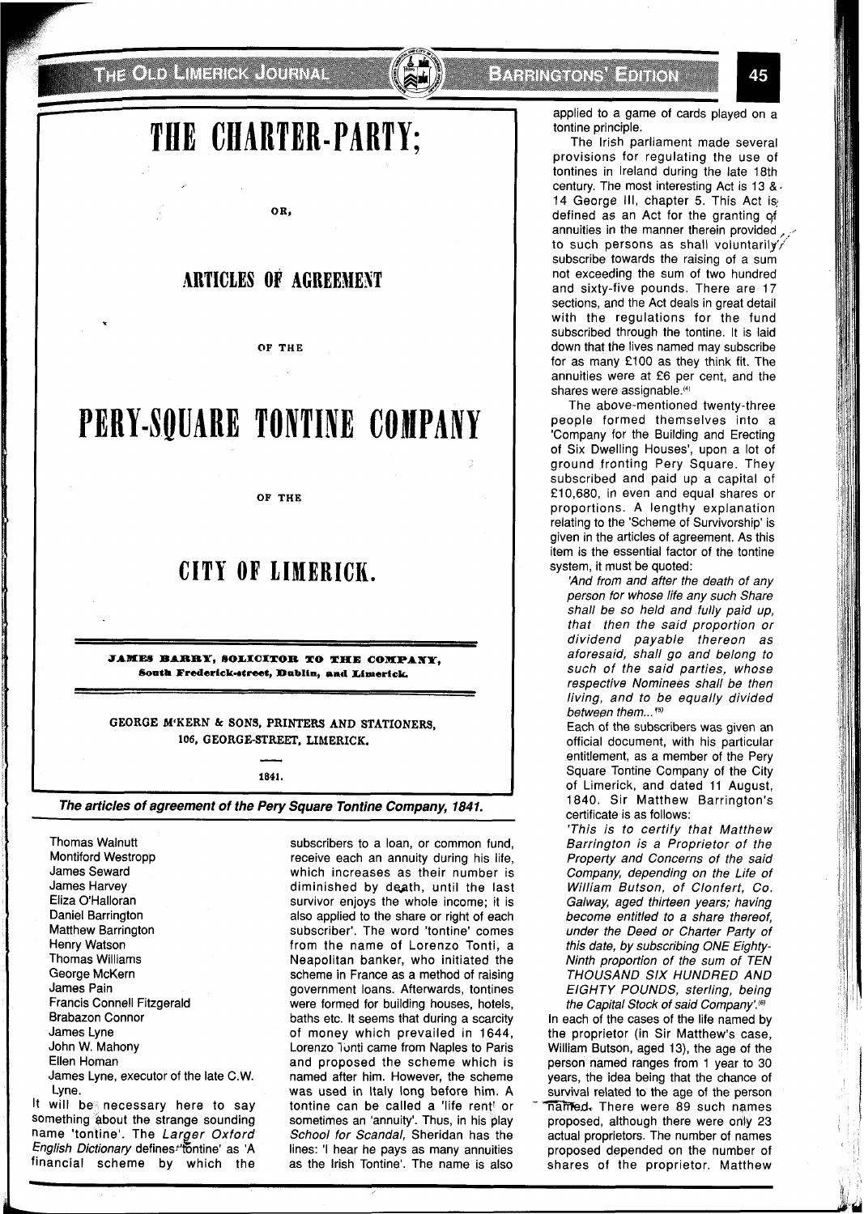# THE CHARTER-PARTY;

OR,

## ARTICLES OF AGREEMENT

OF THE

# PERY-SQUARE TONTINE COMPANY

OF THE

## CITY OF LIMERICK.

**JAMES BARRY, SOLICITOR TO THE COMPANY, South Frederick-street, Dublin, and Limerick.**

GEORGE M'KERN & SONS, PRINTERS AND STATIONERS, 106, GEORGE-STREET, LIMERICK.

1841.

***The articles of agreement of the Pery Square Tontine Company, 1841.***

Thomas Walnutt
Montiford Westropp
James Seward
James Harvey
Eliza O'Halloran
Daniel Barrington
Matthew Barrington
Henry Watson
Thomas Williams
George McKern
James Pain
Francis Connell Fitzgerald
Brabazon Connor
James Lyne
John W. Mahony
Ellen Homan
James Lyne, executor of the late C.W. Lyne.

It will be necessary here to say something about the strange sounding name 'tontine'. The *Larger Oxford English Dictionary* defines 'tontine' as 'A financial scheme by which the subscribers to a loan, or common fund, receive each an annuity during his life, which increases as their number is diminished by death, until the last survivor enjoys the whole income; it is also applied to the share or right of each subscriber'. The word 'tontine' comes from the name of Lorenzo Tonti, a Neapolitan banker, who initiated the scheme in France as a method of raising government loans. Afterwards, tontines were formed for building houses, hotels, baths etc. It seems that during a scarcity of money which prevailed in 1644, Lorenzo Tonti came from Naples to Paris and proposed the scheme which is named after him. However, the scheme was used in Italy long before him. A tontine can be called a 'life rent' or sometimes an 'annuity'. Thus, in his play *School for Scandal*, Sheridan has the lines: 'I hear he pays as many annuities as the Irish Tontine'. The name is also applied to a game of cards played on a tontine principle.

The Irish parliament made several provisions for regulating the use of tontines in Ireland during the late 18th century. The most interesting Act is 13 & 14 George III, chapter 5. This Act is defined as an Act for the granting of annuities in the manner therein provided to such persons as shall voluntarily subscribe towards the raising of a sum not exceeding the sum of two hundred and sixty-five pounds. There are 17 sections, and the Act deals in great detail with the regulations for the fund subscribed through the tontine. It is laid down that the lives named may subscribe for as many £100 as they think fit. The annuities were at £6 per cent, and the shares were assignable.[4]

The above-mentioned twenty-three people formed themselves into a 'Company for the Building and Erecting of Six Dwelling Houses', upon a lot of ground fronting Pery Square. They subscribed and paid up a capital of £10,680, in even and equal shares or proportions. A lengthy explanation relating to the 'Scheme of Survivorship' is given in the articles of agreement. As this item is the essential factor of the tontine system, it must be quoted:

> *'And from and after the death of any person for whose life any such Share shall be so held and fully paid up, that then the said proportion or dividend payable thereon as aforesaid, shall go and belong to such of the said parties, whose respective Nominees shall be then living, and to be equally divided between them...'*[5]

Each of the subscribers was given an official document, with his particular entitlement, as a member of the Pery Square Tontine Company of the City of Limerick, and dated 11 August, 1840. Sir Matthew Barrington's certificate is as follows:

> *'This is to certify that Matthew Barrington is a Proprietor of the Property and Concerns of the said Company, depending on the Life of William Butson, of Clonfert, Co. Galway, aged thirteen years; having become entitled to a share thereof, under the Deed or Charter Party of this date, by subscribing ONE Eighty-Ninth proportion of the sum of TEN THOUSAND SIX HUNDRED AND EIGHTY POUNDS, sterling, being the Capital Stock of said Company'.*[6]

In each of the cases of the life named by the proprietor (in Sir Matthew's case, William Butson, aged 13), the age of the person named ranges from 1 year to 30 years, the idea being that the chance of survival related to the age of the person named. There were 89 such names proposed, although there were only 23 actual proprietors. The number of names proposed depended on the number of shares of the proprietor. Matthew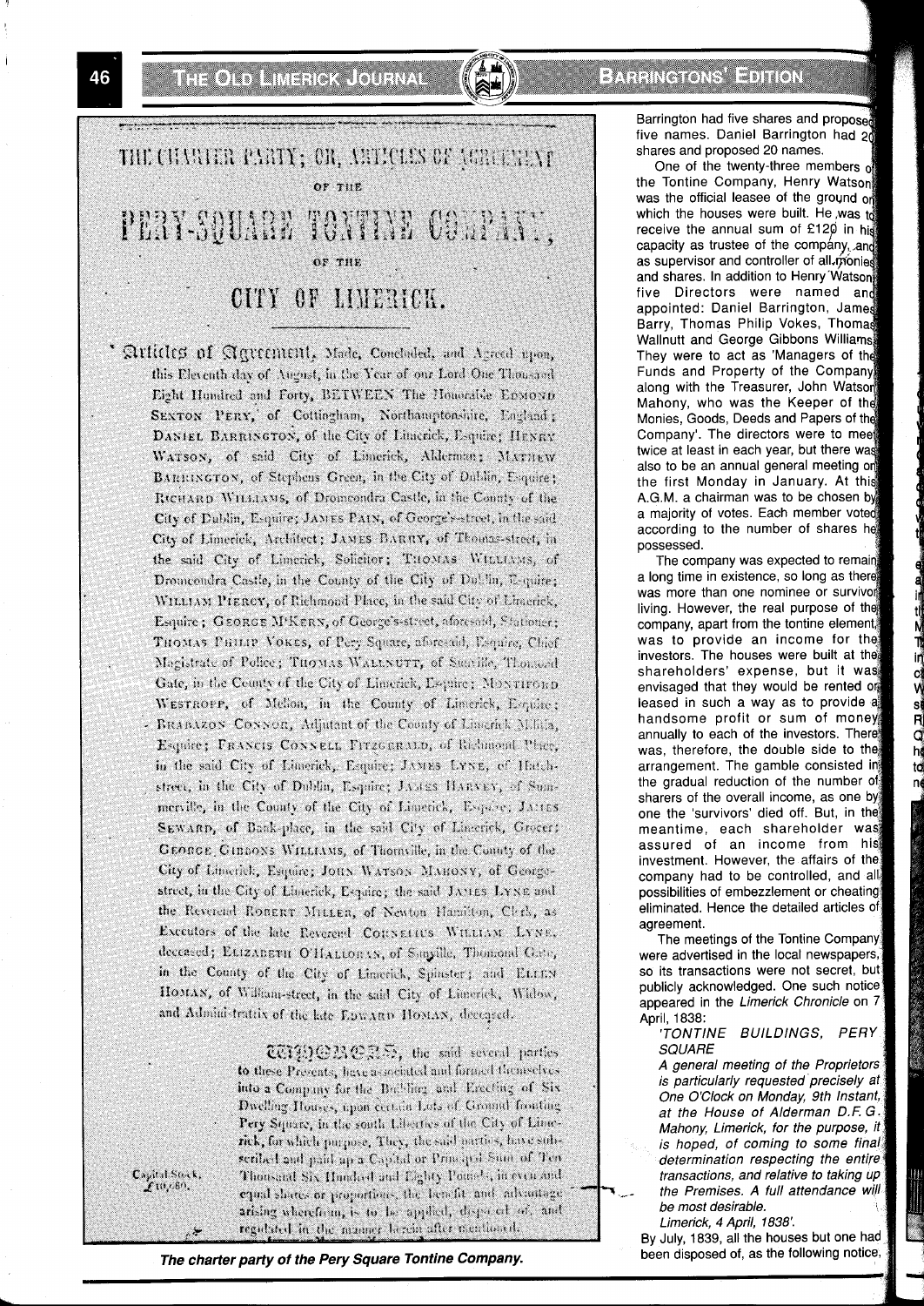# THE CHARTER PARTY; OR, ARTICLES OF AGREEMENT

OF THE

# PERY-SQUARE TONTINE COMPANY,

OF THE

# CITY OF LIMERICK.

Articles of Agreement, Made, Concluded, and Agreed upon, this Eleventh day of August, in the Year of our Lord One Thousand Eight Hundred and Forty, BETWEEN The Honorable EDMOND SEXTON PERY, of Cottingham, Northamptonshire, England; DANIEL BARRINGTON, of the City of Limerick, Esquire; HENRY WATSON, of said City of Limerick, Alderman; MATHEW BARRINGTON, of Stephens Green, in the City of Dublin, Esquire; RICHARD WILLIAMS, of Dromcondra Castle, in the County of the City of Dublin, Esquire; JAMES PAIN, of George's-street, in the said City of Limerick, Architect; JAMES BARRY, of Thomas-street, in the said City of Limerick, Solicitor; THOMAS WILLIAMS, of Dromcondra Castle, in the County of the City of Dublin, Esquire; WILLIAM PIERCY, of Richmond Place, in the said City of Limerick, Esquire; GEORGE M'KERN, of George's-street, aforesaid, Stationer; THOMAS PHILIP VOKES, of Pery Square, aforesaid, Esquire, Chief Magistrate of Police; THOMAS WALLNUTT, of Sunville, Thomond Gate, in the County of the City of Limerick, Esquire; MONTIFORD WESTROPP, of Melton, in the County of Limerick, Esquire; BRABAZON CONNOR, Adjutant of the County of Limerick Militia, Esquire; FRANCIS CONNELL FITZGERALD, of Richmond Place, in the said City of Limerick, Esquire; JAMES LYNE, of Hatch-street, in the City of Dublin, Esquire; JAMES HARVEY, of Summerville, in the County of the City of Limerick, Esquire; JAMES SEWARD, of Bank-place, in the said City of Limerick, Grocer; GEORGE GIBBONS WILLIAMS, of Thornville, in the County of the City of Limerick, Esquire; JOHN WATSON MAHONY, of George-street, in the City of Limerick, Esquire; the said JAMES LYNE and the Reverend ROBERT MILLER, of Newton Hamilton, Clerk, as Executors of the late Reverend CORNELIUS WILLIAM LYNE, deceased; ELIZABETH O'HALLORAN, of Sunville, Thomond Gate, in the County of the City of Limerick, Spinster; and ELLEN HOMAN, of William-street, in the said City of Limerick, Widow, and Administratrix of the late EDWARD HOMAN, deceased.

WHEREAS, the said several parties to these Presents, have associated and formed themselves into a Company for the Building and Erecting of Six Dwelling Houses, upon certain Lots of Ground fronting Pery Square, in the south Liberties of the City of Limerick, for which purpose, They, the said parties, have subscribed and paid up a Capital or Principal Sum of Ten Thousand Six Hundred and Eighty Pounds, in even and equal shares or proportions, the benefit and advantage arising wherefrom, is to be applied, disposed of, and regulated in the manner herein after mentioned.

Capital Stock, £10,680.

*The charter party of the Pery Square Tontine Company.*

Barrington had five shares and proposed five names. Daniel Barrington had 20 shares and proposed 20 names.

One of the twenty-three members of the Tontine Company, Henry Watson, was the official leasee of the ground on which the houses were built. He was to receive the annual sum of £120 in his capacity as trustee of the company, and as supervisor and controller of all monies and shares. In addition to Henry Watson, five Directors were named and appointed: Daniel Barrington, James Barry, Thomas Philip Vokes, Thomas Wallnutt and George Gibbons Williams. They were to act as 'Managers of the Funds and Property of the Company', along with the Treasurer, John Watson Mahony, who was the Keeper of the Monies, Goods, Deeds and Papers of the Company'. The directors were to meet twice at least in each year, but there was also to be an annual general meeting on the first Monday in January. At this A.G.M. a chairman was to be chosen by a majority of votes. Each member voted according to the number of shares he possessed.

The company was expected to remain a long time in existence, so long as there was more than one nominee or survivor living. However, the real purpose of the company, apart from the tontine element, was to provide an income for the investors. The houses were built at the shareholders' expense, but it was envisaged that they would be rented or leased in such a way as to provide a handsome profit or sum of money annually to each of the investors. There was, therefore, the double side to the arrangement. The gamble consisted in the gradual reduction of the number of sharers of the overall income, as one by one the 'survivors' died off. But, in the meantime, each shareholder was assured of an income from his investment. However, the affairs of the company had to be controlled, and all possibilities of embezzlement or cheating eliminated. Hence the detailed articles of agreement.

The meetings of the Tontine Company were advertised in the local newspapers, so its transactions were not secret, but publicly acknowledged. One such notice appeared in the *Limerick Chronicle* on 7 April, 1838:

> *'TONTINE BUILDINGS, PERY SQUARE*
>
> *A general meeting of the Proprietors is particularly requested precisely at One O'Clock on Monday, 9th Instant, at the House of Alderman D.F. G. Mahony, Limerick, for the purpose, it is hoped, of coming to some final determination respecting the entire transactions, and relative to taking up the Premises. A full attendance will be most desirable.*
>
> *Limerick, 4 April, 1838'.*

By July, 1839, all the houses but one had been disposed of, as the following notice,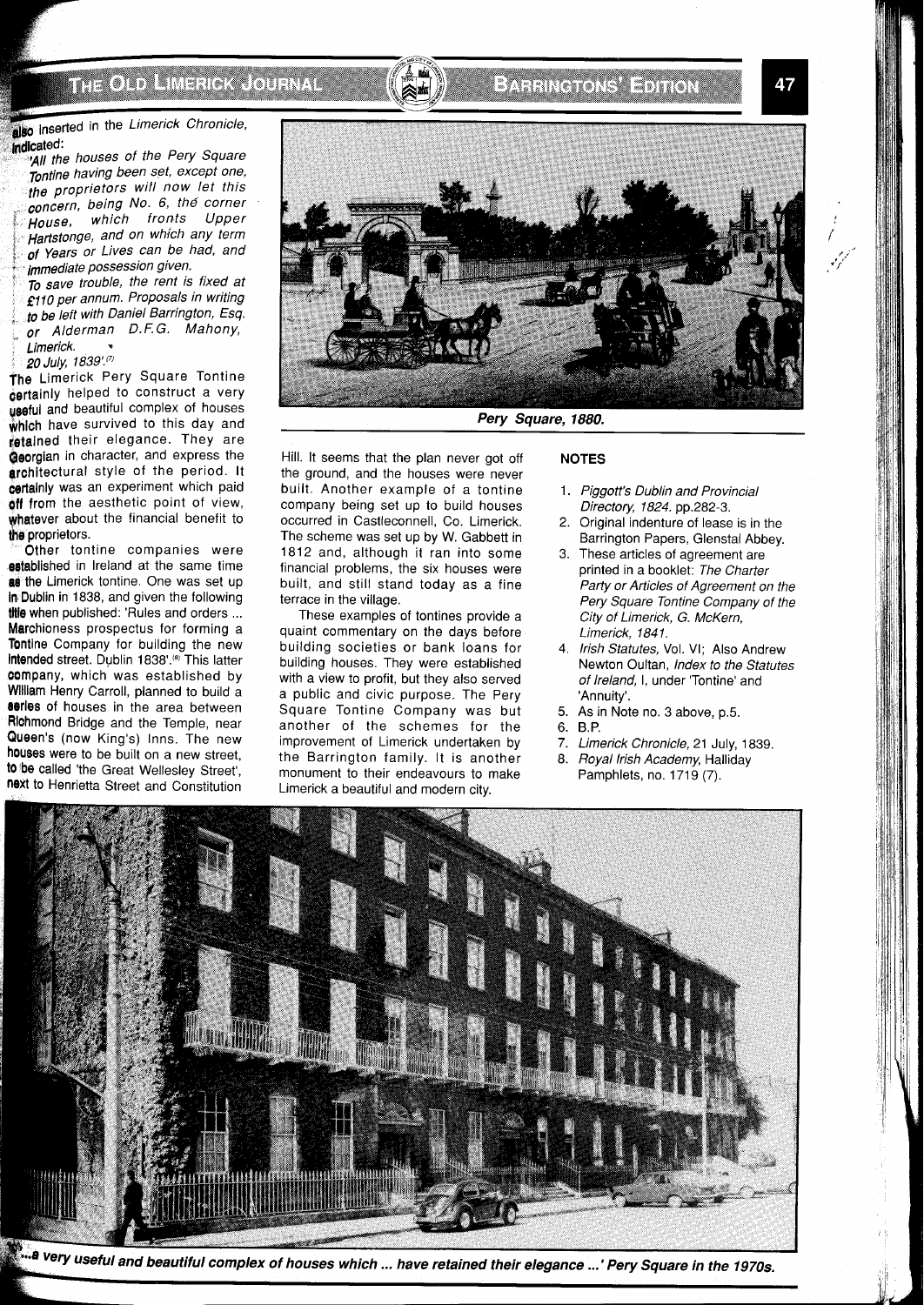also inserted in the *Limerick Chronicle*, indicated:

*'All the houses of the Pery Square Tontine having been set, except one, the proprietors will now let this concern, being No. 6, the corner House, which fronts Upper Hartstonge, and on which any term of Years or Lives can be had, and immediate possession given.*

*To save trouble, the rent is fixed at £110 per annum. Proposals in writing to be left with Daniel Barrington, Esq. or Alderman D.F.G. Mahony, Limerick.*

*20 July, 1839'.*[7]

The Limerick Pery Square Tontine certainly helped to construct a very useful and beautiful complex of houses which have survived to this day and retained their elegance. They are Georgian in character, and express the architectural style of the period. It certainly was an experiment which paid off from the aesthetic point of view, whatever about the financial benefit to the proprietors.

Other tontine companies were established in Ireland at the same time as the Limerick tontine. One was set up in Dublin in 1838, and given the following title when published: 'Rules and orders ... Marchioness prospectus for forming a Tontine Company for building the new intended street. Dublin 1838'.[8] This latter company, which was established by William Henry Carroll, planned to build a series of houses in the area between Richmond Bridge and the Temple, near Queen's (now King's) Inns. The new houses were to be built on a new street, to be called 'the Great Wellesley Street', next to Henrietta Street and Constitution Hill. It seems that the plan never got off the ground, and the houses were never built. Another example of a tontine company being set up to build houses occurred in Castleconnell, Co. Limerick. The scheme was set up by W. Gabbett in 1812 and, although it ran into some financial problems, the six houses were built, and still stand today as a fine terrace in the village.

These examples of tontines provide a quaint commentary on the days before building societies or bank loans for building houses. They were established with a view to profit, but they also served a public and civic purpose. The Pery Square Tontine Company was but another of the schemes for the improvement of Limerick undertaken by the Barrington family. It is another monument to their endeavours to make Limerick a beautiful and modern city.

**Pery Square, 1880.**

## NOTES

1. *Piggott's Dublin and Provincial Directory, 1824.* pp.282-3.
2. Original indenture of lease is in the Barrington Papers, Glenstal Abbey.
3. These articles of agreement are printed in a booklet: *The Charter Party or Articles of Agreement on the Pery Square Tontine Company of the City of Limerick, G. McKern, Limerick, 1841.*
4. *Irish Statutes*, Vol. VI; Also Andrew Newton Oultan, *Index to the Statutes of Ireland*, I, under 'Tontine' and 'Annuity'.
5. As in Note no. 3 above, p.5.
6. B.P.
7. *Limerick Chronicle*, 21 July, 1839.
8. *Royal Irish Academy*, Halliday Pamphlets, no. 1719 (7).

**'...a very useful and beautiful complex of houses which ... have retained their elegance ...' Pery Square in the 1970s.**